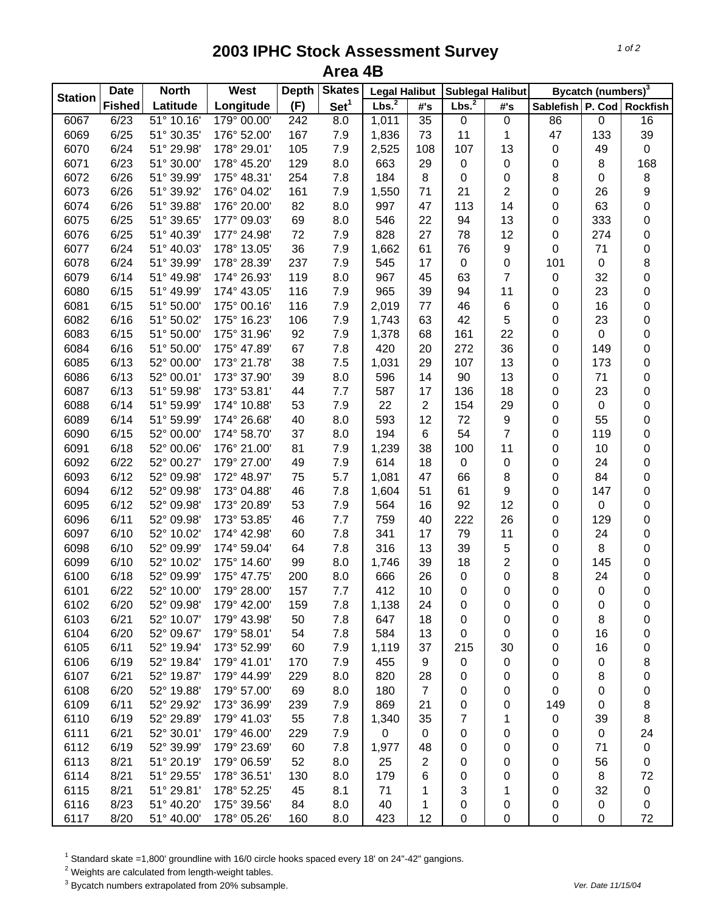# 2003 IPHC Stock Assessment Survey
## Area 4B

| Station | Date Fished | North Latitude | West Longitude | Depth (F) | Skates Set[1] | Legal Halibut Lbs.[2] | Legal Halibut #'s | Sublegal Halibut Lbs.[2] | Sublegal Halibut #'s | Bycatch (numbers)[3] Sablefish | P. Cod | Rockfish |
|---|---|---|---|---|---|---|---|---|---|---|---|---|
| 6067 | 6/23 | 51° 10.16' | 179° 00.00' | 242 | 8.0 | 1,011 | 35 | 0 | 0 | 86 | 0 | 16 |
| 6069 | 6/25 | 51° 30.35' | 176° 52.00' | 167 | 7.9 | 1,836 | 73 | 11 | 1 | 47 | 133 | 39 |
| 6070 | 6/24 | 51° 29.98' | 178° 29.01' | 105 | 7.9 | 2,525 | 108 | 107 | 13 | 0 | 49 | 0 |
| 6071 | 6/23 | 51° 30.00' | 178° 45.20' | 129 | 8.0 | 663 | 29 | 0 | 0 | 0 | 8 | 168 |
| 6072 | 6/26 | 51° 39.99' | 175° 48.31' | 254 | 7.8 | 184 | 8 | 0 | 0 | 8 | 0 | 8 |
| 6073 | 6/26 | 51° 39.92' | 176° 04.02' | 161 | 7.9 | 1,550 | 71 | 21 | 2 | 0 | 26 | 9 |
| 6074 | 6/26 | 51° 39.88' | 176° 20.00' | 82 | 8.0 | 997 | 47 | 113 | 14 | 0 | 63 | 0 |
| 6075 | 6/25 | 51° 39.65' | 177° 09.03' | 69 | 8.0 | 546 | 22 | 94 | 13 | 0 | 333 | 0 |
| 6076 | 6/25 | 51° 40.39' | 177° 24.98' | 72 | 7.9 | 828 | 27 | 78 | 12 | 0 | 274 | 0 |
| 6077 | 6/24 | 51° 40.03' | 178° 13.05' | 36 | 7.9 | 1,662 | 61 | 76 | 9 | 0 | 71 | 0 |
| 6078 | 6/24 | 51° 39.99' | 178° 28.39' | 237 | 7.9 | 545 | 17 | 0 | 0 | 101 | 0 | 8 |
| 6079 | 6/14 | 51° 49.98' | 174° 26.93' | 119 | 8.0 | 967 | 45 | 63 | 7 | 0 | 32 | 0 |
| 6080 | 6/15 | 51° 49.99' | 174° 43.05' | 116 | 7.9 | 965 | 39 | 94 | 11 | 0 | 23 | 0 |
| 6081 | 6/15 | 51° 50.00' | 175° 00.16' | 116 | 7.9 | 2,019 | 77 | 46 | 6 | 0 | 16 | 0 |
| 6082 | 6/16 | 51° 50.02' | 175° 16.23' | 106 | 7.9 | 1,743 | 63 | 42 | 5 | 0 | 23 | 0 |
| 6083 | 6/15 | 51° 50.00' | 175° 31.96' | 92 | 7.9 | 1,378 | 68 | 161 | 22 | 0 | 0 | 0 |
| 6084 | 6/16 | 51° 50.00' | 175° 47.89' | 67 | 7.8 | 420 | 20 | 272 | 36 | 0 | 149 | 0 |
| 6085 | 6/13 | 52° 00.00' | 173° 21.78' | 38 | 7.5 | 1,031 | 29 | 107 | 13 | 0 | 173 | 0 |
| 6086 | 6/13 | 52° 00.01' | 173° 37.90' | 39 | 8.0 | 596 | 14 | 90 | 13 | 0 | 71 | 0 |
| 6087 | 6/13 | 51° 59.98' | 173° 53.81' | 44 | 7.7 | 587 | 17 | 136 | 18 | 0 | 23 | 0 |
| 6088 | 6/14 | 51° 59.99' | 174° 10.88' | 53 | 7.9 | 22 | 2 | 154 | 29 | 0 | 0 | 0 |
| 6089 | 6/14 | 51° 59.99' | 174° 26.68' | 40 | 8.0 | 593 | 12 | 72 | 9 | 0 | 55 | 0 |
| 6090 | 6/15 | 52° 00.00' | 174° 58.70' | 37 | 8.0 | 194 | 6 | 54 | 7 | 0 | 119 | 0 |
| 6091 | 6/18 | 52° 00.06' | 176° 21.00' | 81 | 7.9 | 1,239 | 38 | 100 | 11 | 0 | 10 | 0 |
| 6092 | 6/22 | 52° 00.27' | 179° 27.00' | 49 | 7.9 | 614 | 18 | 0 | 0 | 0 | 24 | 0 |
| 6093 | 6/12 | 52° 09.98' | 172° 48.97' | 75 | 5.7 | 1,081 | 47 | 66 | 8 | 0 | 84 | 0 |
| 6094 | 6/12 | 52° 09.98' | 173° 04.88' | 46 | 7.8 | 1,604 | 51 | 61 | 9 | 0 | 147 | 0 |
| 6095 | 6/12 | 52° 09.98' | 173° 20.89' | 53 | 7.9 | 564 | 16 | 92 | 12 | 0 | 0 | 0 |
| 6096 | 6/11 | 52° 09.98' | 173° 53.85' | 46 | 7.7 | 759 | 40 | 222 | 26 | 0 | 129 | 0 |
| 6097 | 6/10 | 52° 10.02' | 174° 42.98' | 60 | 7.8 | 341 | 17 | 79 | 11 | 0 | 24 | 0 |
| 6098 | 6/10 | 52° 09.99' | 174° 59.04' | 64 | 7.8 | 316 | 13 | 39 | 5 | 0 | 8 | 0 |
| 6099 | 6/10 | 52° 10.02' | 175° 14.60' | 99 | 8.0 | 1,746 | 39 | 18 | 2 | 0 | 145 | 0 |
| 6100 | 6/18 | 52° 09.99' | 175° 47.75' | 200 | 8.0 | 666 | 26 | 0 | 0 | 8 | 24 | 0 |
| 6101 | 6/22 | 52° 10.00' | 179° 28.00' | 157 | 7.7 | 412 | 10 | 0 | 0 | 0 | 0 | 0 |
| 6102 | 6/20 | 52° 09.98' | 179° 42.00' | 159 | 7.8 | 1,138 | 24 | 0 | 0 | 0 | 0 | 0 |
| 6103 | 6/21 | 52° 10.07' | 179° 43.98' | 50 | 7.8 | 647 | 18 | 0 | 0 | 0 | 8 | 0 |
| 6104 | 6/20 | 52° 09.67' | 179° 58.01' | 54 | 7.8 | 584 | 13 | 0 | 0 | 0 | 16 | 0 |
| 6105 | 6/11 | 52° 19.94' | 173° 52.99' | 60 | 7.9 | 1,119 | 37 | 215 | 30 | 0 | 16 | 0 |
| 6106 | 6/19 | 52° 19.84' | 179° 41.01' | 170 | 7.9 | 455 | 9 | 0 | 0 | 0 | 0 | 8 |
| 6107 | 6/21 | 52° 19.87' | 179° 44.99' | 229 | 8.0 | 820 | 28 | 0 | 0 | 0 | 8 | 0 |
| 6108 | 6/20 | 52° 19.88' | 179° 57.00' | 69 | 8.0 | 180 | 7 | 0 | 0 | 0 | 0 | 0 |
| 6109 | 6/11 | 52° 29.92' | 173° 36.99' | 239 | 7.9 | 869 | 21 | 0 | 0 | 149 | 0 | 8 |
| 6110 | 6/19 | 52° 29.89' | 179° 41.03' | 55 | 7.8 | 1,340 | 35 | 7 | 1 | 0 | 39 | 8 |
| 6111 | 6/21 | 52° 30.01' | 179° 46.00' | 229 | 7.9 | 0 | 0 | 0 | 0 | 0 | 0 | 24 |
| 6112 | 6/19 | 52° 39.99' | 179° 23.69' | 60 | 7.8 | 1,977 | 48 | 0 | 0 | 0 | 71 | 0 |
| 6113 | 8/21 | 51° 20.19' | 179° 06.59' | 52 | 8.0 | 25 | 2 | 0 | 0 | 0 | 56 | 0 |
| 6114 | 8/21 | 51° 29.55' | 178° 36.51' | 130 | 8.0 | 179 | 6 | 0 | 0 | 0 | 8 | 72 |
| 6115 | 8/21 | 51° 29.81' | 178° 52.25' | 45 | 8.1 | 71 | 1 | 3 | 1 | 0 | 32 | 0 |
| 6116 | 8/23 | 51° 40.20' | 175° 39.56' | 84 | 8.0 | 40 | 1 | 0 | 0 | 0 | 0 | 0 |
| 6117 | 8/20 | 51° 40.00' | 178° 05.26' | 160 | 8.0 | 423 | 12 | 0 | 0 | 0 | 0 | 72 |

[1] Standard skate =1,800' groundline with 16/0 circle hooks spaced every 18' on 24"-42" gangions.

[2] Weights are calculated from length-weight tables.

[3] Bycatch numbers extrapolated from 20% subsample.

*Ver. Date 11/15/04*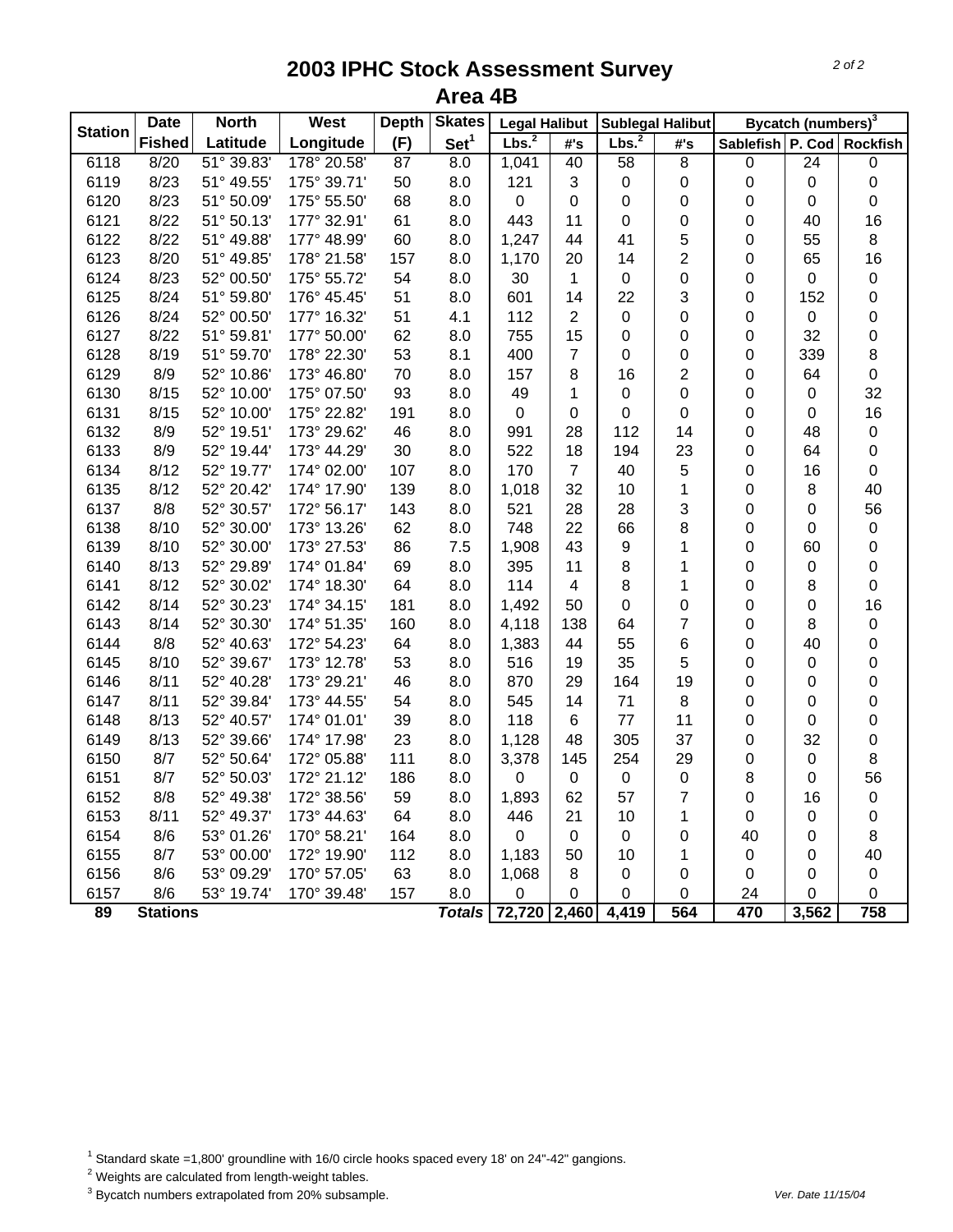# 2003 IPHC Stock Assessment Survey
## Area 4B

| Station | Date Fished | North Latitude | West Longitude | Depth (F) | Skates Set[1] | Legal Halibut | | Sublegal Halibut | | Bycatch (numbers)[3] | | |
|---|---|---|---|---|---|---|---|---|---|---|---|---|
| | | | | | | Lbs.[2] | #'s | Lbs.[2] | #'s | Sablefish | P. Cod | Rockfish |
| 6118 | 8/20 | 51° 39.83' | 178° 20.58' | 87 | 8.0 | 1,041 | 40 | 58 | 8 | 0 | 24 | 0 |
| 6119 | 8/23 | 51° 49.55' | 175° 39.71' | 50 | 8.0 | 121 | 3 | 0 | 0 | 0 | 0 | 0 |
| 6120 | 8/23 | 51° 50.09' | 175° 55.50' | 68 | 8.0 | 0 | 0 | 0 | 0 | 0 | 0 | 0 |
| 6121 | 8/22 | 51° 50.13' | 177° 32.91' | 61 | 8.0 | 443 | 11 | 0 | 0 | 0 | 40 | 16 |
| 6122 | 8/22 | 51° 49.88' | 177° 48.99' | 60 | 8.0 | 1,247 | 44 | 41 | 5 | 0 | 55 | 8 |
| 6123 | 8/20 | 51° 49.85' | 178° 21.58' | 157 | 8.0 | 1,170 | 20 | 14 | 2 | 0 | 65 | 16 |
| 6124 | 8/23 | 52° 00.50' | 175° 55.72' | 54 | 8.0 | 30 | 1 | 0 | 0 | 0 | 0 | 0 |
| 6125 | 8/24 | 51° 59.80' | 176° 45.45' | 51 | 8.0 | 601 | 14 | 22 | 3 | 0 | 152 | 0 |
| 6126 | 8/24 | 52° 00.50' | 177° 16.32' | 51 | 4.1 | 112 | 2 | 0 | 0 | 0 | 0 | 0 |
| 6127 | 8/22 | 51° 59.81' | 177° 50.00' | 62 | 8.0 | 755 | 15 | 0 | 0 | 0 | 32 | 0 |
| 6128 | 8/19 | 51° 59.70' | 178° 22.30' | 53 | 8.1 | 400 | 7 | 0 | 0 | 0 | 339 | 8 |
| 6129 | 8/9 | 52° 10.86' | 173° 46.80' | 70 | 8.0 | 157 | 8 | 16 | 2 | 0 | 64 | 0 |
| 6130 | 8/15 | 52° 10.00' | 175° 07.50' | 93 | 8.0 | 49 | 1 | 0 | 0 | 0 | 0 | 32 |
| 6131 | 8/15 | 52° 10.00' | 175° 22.82' | 191 | 8.0 | 0 | 0 | 0 | 0 | 0 | 0 | 16 |
| 6132 | 8/9 | 52° 19.51' | 173° 29.62' | 46 | 8.0 | 991 | 28 | 112 | 14 | 0 | 48 | 0 |
| 6133 | 8/9 | 52° 19.44' | 173° 44.29' | 30 | 8.0 | 522 | 18 | 194 | 23 | 0 | 64 | 0 |
| 6134 | 8/12 | 52° 19.77' | 174° 02.00' | 107 | 8.0 | 170 | 7 | 40 | 5 | 0 | 16 | 0 |
| 6135 | 8/12 | 52° 20.42' | 174° 17.90' | 139 | 8.0 | 1,018 | 32 | 10 | 1 | 0 | 8 | 40 |
| 6137 | 8/8 | 52° 30.57' | 172° 56.17' | 143 | 8.0 | 521 | 28 | 28 | 3 | 0 | 0 | 56 |
| 6138 | 8/10 | 52° 30.00' | 173° 13.26' | 62 | 8.0 | 748 | 22 | 66 | 8 | 0 | 0 | 0 |
| 6139 | 8/10 | 52° 30.00' | 173° 27.53' | 86 | 7.5 | 1,908 | 43 | 9 | 1 | 0 | 60 | 0 |
| 6140 | 8/13 | 52° 29.89' | 174° 01.84' | 69 | 8.0 | 395 | 11 | 8 | 1 | 0 | 0 | 0 |
| 6141 | 8/12 | 52° 30.02' | 174° 18.30' | 64 | 8.0 | 114 | 4 | 8 | 1 | 0 | 8 | 0 |
| 6142 | 8/14 | 52° 30.23' | 174° 34.15' | 181 | 8.0 | 1,492 | 50 | 0 | 0 | 0 | 0 | 16 |
| 6143 | 8/14 | 52° 30.30' | 174° 51.35' | 160 | 8.0 | 4,118 | 138 | 64 | 7 | 0 | 8 | 0 |
| 6144 | 8/8 | 52° 40.63' | 172° 54.23' | 64 | 8.0 | 1,383 | 44 | 55 | 6 | 0 | 40 | 0 |
| 6145 | 8/10 | 52° 39.67' | 173° 12.78' | 53 | 8.0 | 516 | 19 | 35 | 5 | 0 | 0 | 0 |
| 6146 | 8/11 | 52° 40.28' | 173° 29.21' | 46 | 8.0 | 870 | 29 | 164 | 19 | 0 | 0 | 0 |
| 6147 | 8/11 | 52° 39.84' | 173° 44.55' | 54 | 8.0 | 545 | 14 | 71 | 8 | 0 | 0 | 0 |
| 6148 | 8/13 | 52° 40.57' | 174° 01.01' | 39 | 8.0 | 118 | 6 | 77 | 11 | 0 | 0 | 0 |
| 6149 | 8/13 | 52° 39.66' | 174° 17.98' | 23 | 8.0 | 1,128 | 48 | 305 | 37 | 0 | 32 | 0 |
| 6150 | 8/7 | 52° 50.64' | 172° 05.88' | 111 | 8.0 | 3,378 | 145 | 254 | 29 | 0 | 0 | 8 |
| 6151 | 8/7 | 52° 50.03' | 172° 21.12' | 186 | 8.0 | 0 | 0 | 0 | 0 | 8 | 0 | 56 |
| 6152 | 8/8 | 52° 49.38' | 172° 38.56' | 59 | 8.0 | 1,893 | 62 | 57 | 7 | 0 | 16 | 0 |
| 6153 | 8/11 | 52° 49.37' | 173° 44.63' | 64 | 8.0 | 446 | 21 | 10 | 1 | 0 | 0 | 0 |
| 6154 | 8/6 | 53° 01.26' | 170° 58.21' | 164 | 8.0 | 0 | 0 | 0 | 0 | 40 | 0 | 8 |
| 6155 | 8/7 | 53° 00.00' | 172° 19.90' | 112 | 8.0 | 1,183 | 50 | 10 | 1 | 0 | 0 | 40 |
| 6156 | 8/6 | 53° 09.29' | 170° 57.05' | 63 | 8.0 | 1,068 | 8 | 0 | 0 | 0 | 0 | 0 |
| 6157 | 8/6 | 53° 19.74' | 170° 39.48' | 157 | 8.0 | 0 | 0 | 0 | 0 | 24 | 0 | 0 |
| **89** | **Stations** | | | | ***Totals*** | **72,720** | **2,460** | **4,419** | **564** | **470** | **3,562** | **758** |

[1] Standard skate =1,800' groundline with 16/0 circle hooks spaced every 18' on 24"-42" gangions.
[2] Weights are calculated from length-weight tables.
[3] Bycatch numbers extrapolated from 20% subsample.

*Ver. Date 11/15/04*